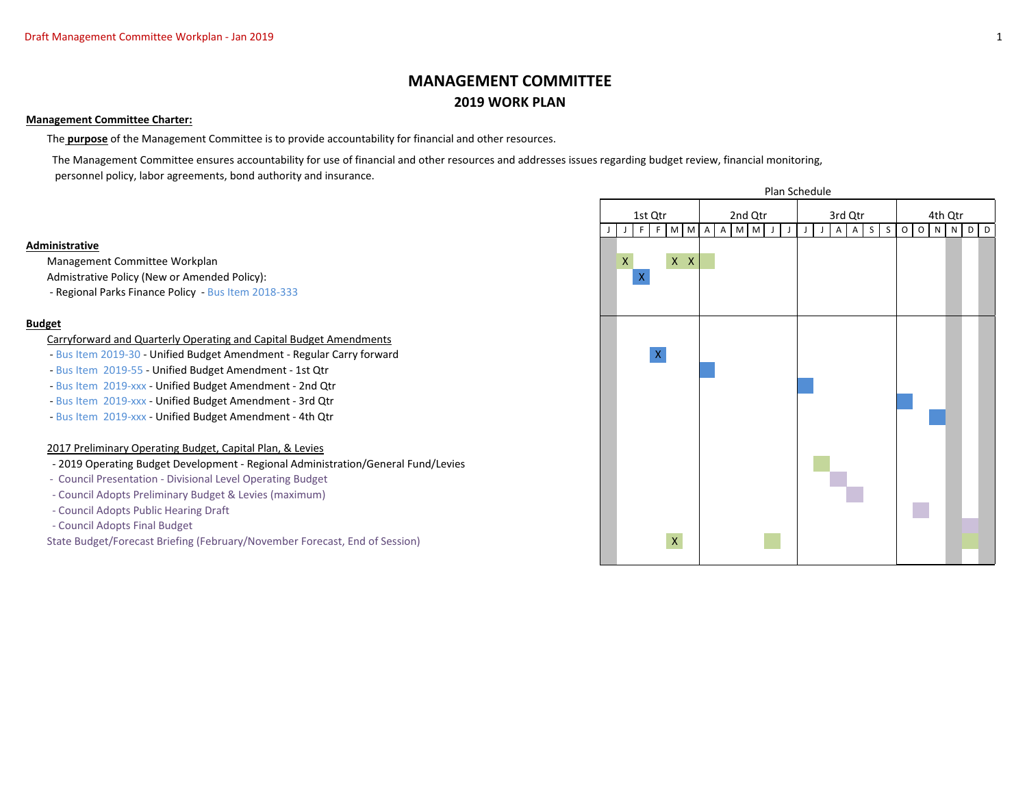# MANAGEMENT COMMITTEE

## 2019 WORK PLAN

**Management Committee Charter:**

The **purpose** of the Management Committee is to provide accountability for financial and other resources.

The Management Committee ensures accountability for use of financial and other resources and addresses issues regarding budget review, financial monitoring, personnel policy, labor agreements, bond authority and insurance.

Plan Schedule

| | 1st Qtr | | | | | | 2nd Qtr | | | | | | 3rd Qtr | | | | | | 4th Qtr | | | | | |
|---|---|---|---|---|---|---|---|---|---|---|---|---|---|---|---|---|---|---|---|---|---|---|---|---|
| | J | J | F | F | M | M | A | A | M | M | J | J | J | J | A | A | S | S | O | O | N | N | D | D |
| **Administrative** | | | | | | | | | | | | | | | | | | | | | | | | |
| Management Committee Workplan | | X | | | X | X | | | | | | | | | | | | | | | | | | |
| Admistrative Policy (New or Amended Policy): | | | X | | | | | | | | | | | | | | | | | | | | | |
| - Regional Parks Finance Policy - Bus Item 2018-333 | | | | | | | | | | | | | | | | | | | | | | | | |
| **Budget** | | | | | | | | | | | | | | | | | | | | | | | | |
| Carryforward and Quarterly Operating and Capital Budget Amendments | | | | | | | | | | | | | | | | | | | | | | | | |
| - Bus Item 2019-30 - Unified Budget Amendment - Regular Carry forward | | | | X | | | | | | | | | | | | | | | | | | | | |
| - Bus Item 2019-55 - Unified Budget Amendment - 1st Qtr | | | | | | | ■ | | | | | | | | | | | | | | | | | |
| - Bus Item 2019-xxx - Unified Budget Amendment - 2nd Qtr | | | | | | | | | | | | | ■ | | | | | | | | | | | |
| - Bus Item 2019-xxx - Unified Budget Amendment - 3rd Qtr | | | | | | | | | | | | | | | | | | | ■ | | | | | |
| - Bus Item 2019-xxx - Unified Budget Amendment - 4th Qtr | | | | | | | | | | | | | | | | | | | | | ■ | | | |
| 2017 Preliminary Operating Budget, Capital Plan, & Levies | | | | | | | | | | | | | | | | | | | | | | | | |
| - 2019 Operating Budget Development - Regional Administration/General Fund/Levies | | | | | | | | | | | | | | ■ | | | | | | | | | | |
| - Council Presentation - Divisional Level Operating Budget | | | | | | | | | | | | | | | ■ | | | | | | | | | |
| - Council Adopts Preliminary Budget & Levies (maximum) | | | | | | | | | | | | | | | | ■ | | | | | | | | |
| - Council Adopts Public Hearing Draft | | | | | | | | | | | | | | | | | | | | ■ | | | | |
| - Council Adopts Final Budget | | | | | | | | | | | | | | | | | | | | | | | ■ | |
| State Budget/Forecast Briefing (February/November Forecast, End of Session) | | | | | X | | | | | | ■ | | | | | | | | | | | | ■ | |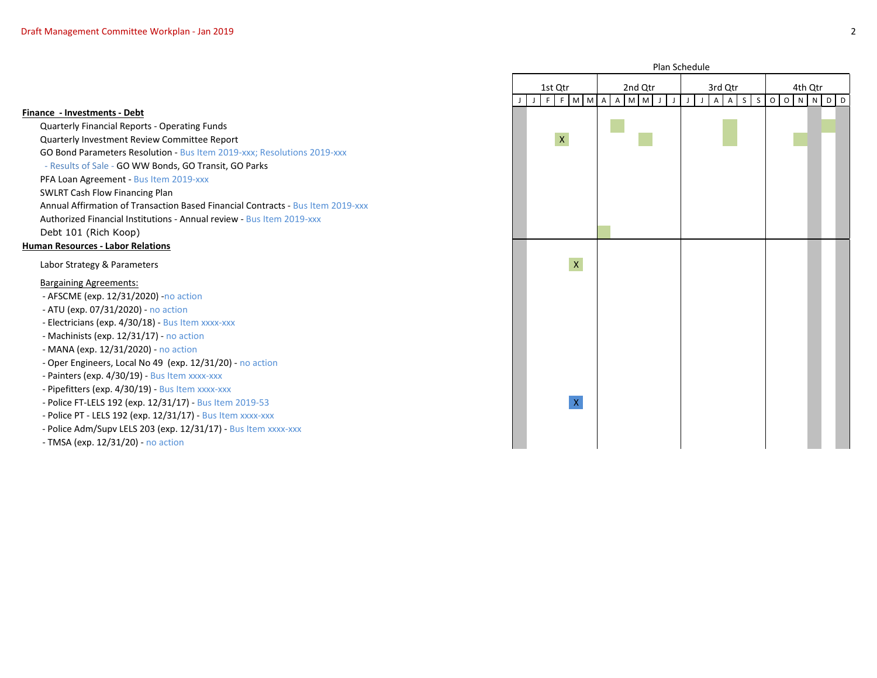| | Plan Schedule | | | | | | | | | | | | | | | | | | | | | | | |
|---|---|---|---|---|---|---|---|---|---|---|---|---|---|---|---|---|---|---|---|---|---|---|---|---|
| | 1st Qtr | | | | | | 2nd Qtr | | | | | | 3rd Qtr | | | | | | 4th Qtr | | | | | |
| | J | J | F | F | M | M | A | A | M | M | J | J | J | J | A | A | S | S | O | O | N | N | D | D |
| **Finance - Investments - Debt** | | | | | | | | | | | | | | | | | | | | | | | | |
| Quarterly Financial Reports - Operating Funds | | | | | | | | ■ | | | | | | | | ■ | | | | | | | ■ | |
| Quarterly Investment Review Committee Report | | | | X | | | | | | ■ | | | | | | ■ | | | | | ■ | | | |
| GO Bond Parameters Resolution - Bus Item 2019-xxx; Resolutions 2019-xxx | | | | | | | | | | | | | | | | | | | | | | | | |
| - Results of Sale - GO WW Bonds, GO Transit, GO Parks | | | | | | | | | | | | | | | | | | | | | | | | |
| PFA Loan Agreement - Bus Item 2019-xxx | | | | | | | | | | | | | | | | | | | | | | | | |
| SWLRT Cash Flow Financing Plan | | | | | | | | | | | | | | | | | | | | | | | | |
| Annual Affirmation of Transaction Based Financial Contracts - Bus Item 2019-xxx | | | | | | | | | | | | | | | | | | | | | | | | |
| Authorized Financial Institutions - Annual review - Bus Item 2019-xxx | | | | | | | | | | | | | | | | | | | | | | | | |
| Debt 101 (Rich Koop) | | | | | | | ■ | | | | | | | | | | | | | | | | | |
| **Human Resources - Labor Relations** | | | | | | | | | | | | | | | | | | | | | | | | |
| Labor Strategy & Parameters | | | | | X | | | | | | | | | | | | | | | | | | | |
| Bargaining Agreements: | | | | | | | | | | | | | | | | | | | | | | | | |
| - AFSCME (exp. 12/31/2020) -no action | | | | | | | | | | | | | | | | | | | | | | | | |
| - ATU (exp. 07/31/2020) - no action | | | | | | | | | | | | | | | | | | | | | | | | |
| - Electricians (exp. 4/30/18) - Bus Item xxxx-xxx | | | | | | | | | | | | | | | | | | | | | | | | |
| - Machinists (exp. 12/31/17) - no action | | | | | | | | | | | | | | | | | | | | | | | | |
| - MANA (exp. 12/31/2020) - no action | | | | | | | | | | | | | | | | | | | | | | | | |
| - Oper Engineers, Local No 49 (exp. 12/31/20) - no action | | | | | | | | | | | | | | | | | | | | | | | | |
| - Painters (exp. 4/30/19) - Bus Item xxxx-xxx | | | | | | | | | | | | | | | | | | | | | | | | |
| - Pipefitters (exp. 4/30/19) - Bus Item xxxx-xxx | | | | | | | | | | | | | | | | | | | | | | | | |
| - Police FT-LELS 192 (exp. 12/31/17) - Bus Item 2019-53 | | | | | X | | | | | | | | | | | | | | | | | | | |
| - Police PT - LELS 192 (exp. 12/31/17) - Bus Item xxxx-xxx | | | | | | | | | | | | | | | | | | | | | | | | |
| - Police Adm/Supv LELS 203 (exp. 12/31/17) - Bus Item xxxx-xxx | | | | | | | | | | | | | | | | | | | | | | | | |
| - TMSA (exp. 12/31/20) - no action | | | | | | | | | | | | | | | | | | | | | | | | |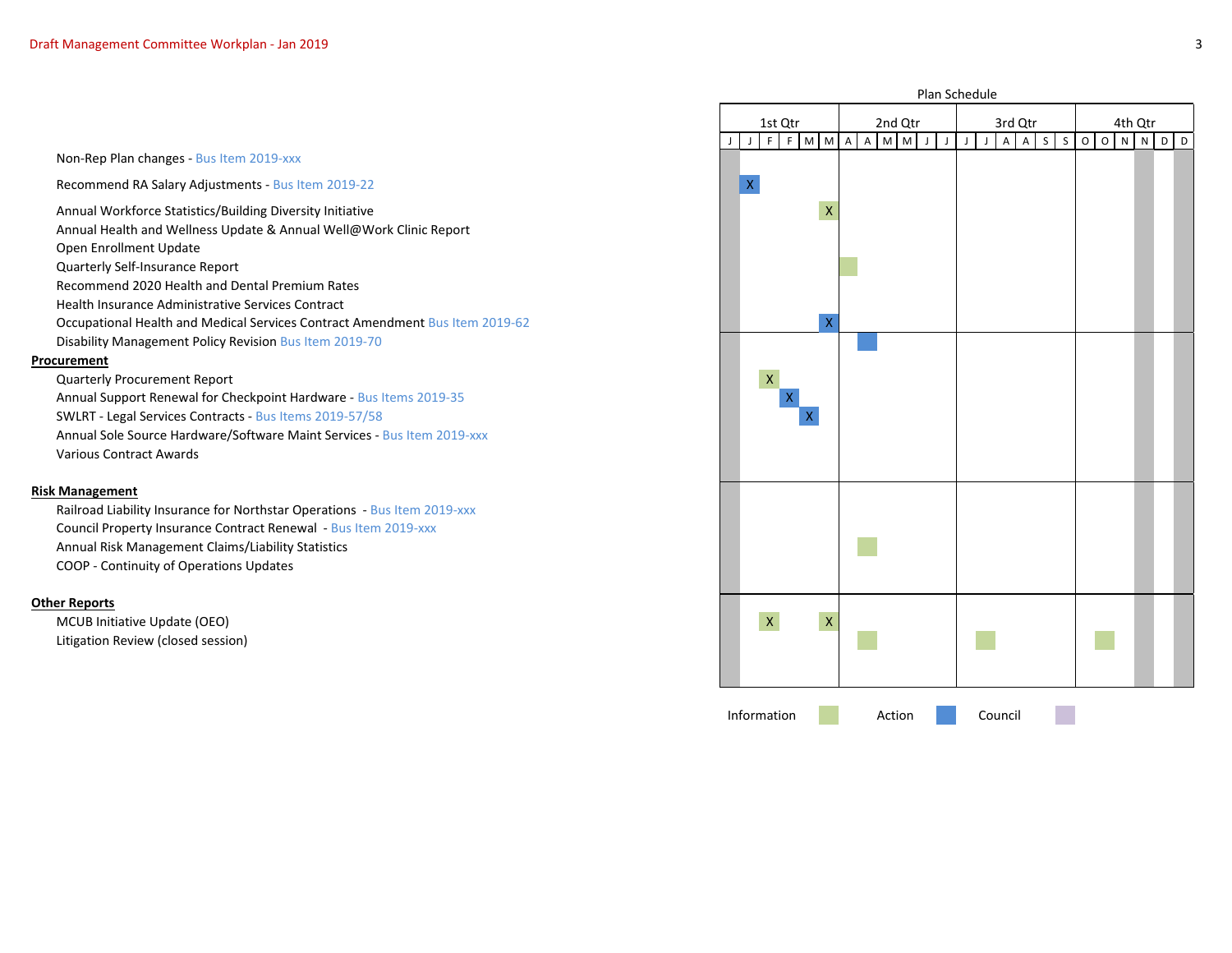| | Plan Schedule | | | | | | | | | | | | | | | | | | | | | | | |
|---|---|---|---|---|---|---|---|---|---|---|---|---|---|---|---|---|---|---|---|---|---|---|---|---|
| | 1st Qtr | | | | | | 2nd Qtr | | | | | | 3rd Qtr | | | | | | 4th Qtr | | | | | |
| | J | J | F | F | M | M | A | A | M | M | J | J | J | J | A | A | S | S | O | O | N | N | D | D |
| Non-Rep Plan changes - Bus Item 2019-xxx | | | | | | | | | | | | | | | | | | | | | | | | |
| Recommend RA Salary Adjustments - Bus Item 2019-22 | | X (Action) | | | | | | | | | | | | | | | | | | | | | | |
| Annual Workforce Statistics/Building Diversity Initiative | | | | | | X (Information) | | | | | | | | | | | | | | | | | | |
| Annual Health and Wellness Update & Annual Well@Work Clinic Report | | | | | | | | | | | | | | | | | | | | | | | | |
| Open Enrollment Update | | | | | | | | | | | | | | | | | | | | | | | | |
| Quarterly Self-Insurance Report | | | | | | | (Information) | | | | | | | | | | | | | | | | | |
| Recommend 2020 Health and Dental Premium Rates | | | | | | | | | | | | | | | | | | | | | | | | |
| Health Insurance Administrative Services Contract | | | | | | | | | | | | | | | | | | | | | | | | |
| Occupational Health and Medical Services Contract Amendment Bus Item 2019-62 | | | | | | X (Action) | | | | | | | | | | | | | | | | | | |
| Disability Management Policy Revision Bus Item 2019-70 | | | | | | | | (Action) | | | | | | | | | | | | | | | | |
| **Procurement** | | | | | | | | | | | | | | | | | | | | | | | | |
| Quarterly Procurement Report | | | X (Information) | | | | | | | | | | | | | | | | | | | | | |
| Annual Support Renewal for Checkpoint Hardware - Bus Items 2019-35 | | | | X (Action) | | | | | | | | | | | | | | | | | | | | |
| SWLRT - Legal Services Contracts - Bus Items 2019-57/58 | | | | | X (Action) | | | | | | | | | | | | | | | | | | | |
| Annual Sole Source Hardware/Software Maint Services - Bus Item 2019-xxx | | | | | | | | | | | | | | | | | | | | | | | | |
| Various Contract Awards | | | | | | | | | | | | | | | | | | | | | | | | |
| **Risk Management** | | | | | | | | | | | | | | | | | | | | | | | | |
| Railroad Liability Insurance for Northstar Operations - Bus Item 2019-xxx | | | | | | | | | | | | | | | | | | | | | | | | |
| Council Property Insurance Contract Renewal - Bus Item 2019-xxx | | | | | | | | | | | | | | | | | | | | | | | | |
| Annual Risk Management Claims/Liability Statistics | | | | | | | | (Information) | | | | | | | | | | | | | | | | |
| COOP - Continuity of Operations Updates | | | | | | | | | | | | | | | | | | | | | | | | |
| **Other Reports** | | | | | | | | | | | | | | | | | | | | | | | | |
| MCUB Initiative Update (OEO) | | | X (Information) | | | X (Information) | | | | | | | | | | | | | | | | | | |
| Litigation Review (closed session) | | | | | | | | (Information) | | | | | | (Information) | | | | | | (Information) | | | | |

Information Action Council